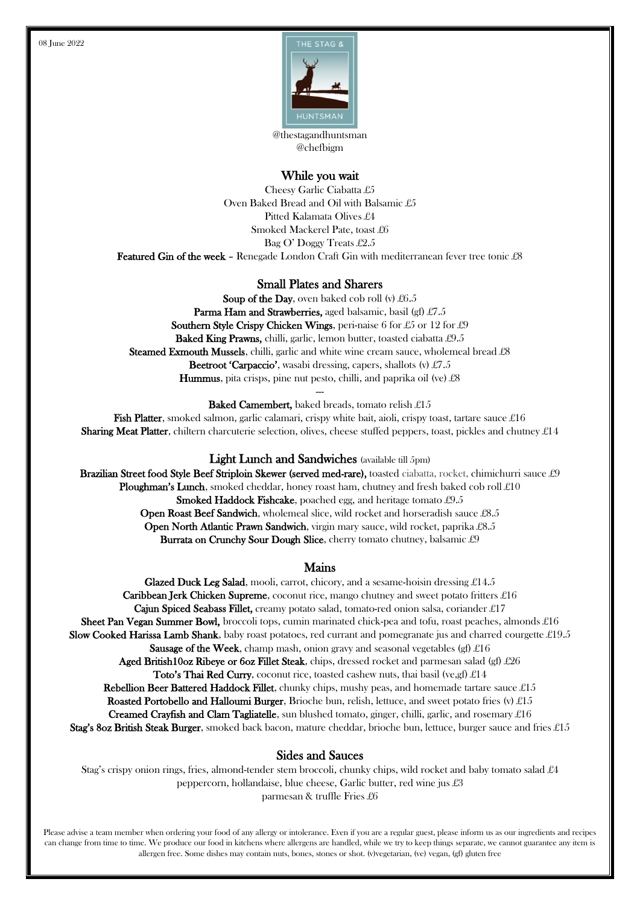08 June 2022

THE STAG & HUNTSMAN

@thestagandhuntsman
@chefbigm

## While you wait

Cheesy Garlic Ciabatta £5
Oven Baked Bread and Oil with Balsamic £5
Pitted Kalamata Olives £4
Smoked Mackerel Pate, toast £6
Bag O' Doggy Treats £2.5
**Featured Gin of the week** – Renegade London Craft Gin with mediterranean fever tree tonic £8

## Small Plates and Sharers

**Soup of the Day**, oven baked cob roll (v) £6.5
**Parma Ham and Strawberries,** aged balsamic, basil (gf) £7.5
**Southern Style Crispy Chicken Wings**, peri-naise 6 for £5 or 12 for £9
**Baked King Prawns,** chilli, garlic, lemon butter, toasted ciabatta £9.5
**Steamed Exmouth Mussels**, chilli, garlic and white wine cream sauce, wholemeal bread £8
**Beetroot 'Carpaccio'**, wasabi dressing, capers, shallots (v) £7.5
**Hummus**, pita crisps, pine nut pesto, chilli, and paprika oil (ve) £8

---

**Baked Camembert,** baked breads, tomato relish £15
**Fish Platter**, smoked salmon, garlic calamari, crispy white bait, aioli, crispy toast, tartare sauce £16
**Sharing Meat Platter**, chiltern charcuterie selection, olives, cheese stuffed peppers, toast, pickles and chutney £14

## Light Lunch and Sandwiches (available till 5pm)

**Brazilian Street food Style Beef Striploin Skewer (served med-rare),** toasted ciabatta, rocket, chimichurri sauce £9
**Ploughman's Lunch**, smoked cheddar, honey roast ham, chutney and fresh baked cob roll £10
**Smoked Haddock Fishcake**, poached egg, and heritage tomato £9.5
**Open Roast Beef Sandwich**, wholemeal slice, wild rocket and horseradish sauce £8.5
**Open North Atlantic Prawn Sandwich**, virgin mary sauce, wild rocket, paprika £8.5
**Burrata on Crunchy Sour Dough Slice**, cherry tomato chutney, balsamic £9

## Mains

**Glazed Duck Leg Salad**, mooli, carrot, chicory, and a sesame-hoisin dressing £14.5
**Caribbean Jerk Chicken Supreme**, coconut rice, mango chutney and sweet potato fritters £16
**Cajun Spiced Seabass Fillet,** creamy potato salad, tomato-red onion salsa, coriander £17
**Sheet Pan Vegan Summer Bowl,** broccoli tops, cumin marinated chick-pea and tofu, roast peaches, almonds £16
**Slow Cooked Harissa Lamb Shank**, baby roast potatoes, red currant and pomegranate jus and charred courgette £19.5
**Sausage of the Week**, champ mash, onion gravy and seasonal vegetables (gf) £16
**Aged British10oz Ribeye or 6oz Fillet Steak**, chips, dressed rocket and parmesan salad (gf) £26
**Toto's Thai Red Curry**, coconut rice, toasted cashew nuts, thai basil (ve,gf) £14
**Rebellion Beer Battered Haddock Fillet**, chunky chips, mushy peas, and homemade tartare sauce £15
**Roasted Portobello and Halloumi Burger**, Brioche bun, relish, lettuce, and sweet potato fries (v) £15
**Creamed Crayfish and Clam Tagliatelle**, sun blushed tomato, ginger, chilli, garlic, and rosemary £16
**Stag's 8oz British Steak Burger**, smoked back bacon, mature cheddar, brioche bun, lettuce, burger sauce and fries £15

## Sides and Sauces

Stag's crispy onion rings, fries, almond-tender stem broccoli, chunky chips, wild rocket and baby tomato salad £4
peppercorn, hollandaise, blue cheese, Garlic butter, red wine jus £3
parmesan & truffle Fries £6

Please advise a team member when ordering your food of any allergy or intolerance. Even if you are a regular guest, please inform us as our ingredients and recipes can change from time to time. We produce our food in kitchens where allergens are handled, while we try to keep things separate, we cannot guarantee any item is allergen free. Some dishes may contain nuts, bones, stones or shot. (v)vegetarian, (ve) vegan, (gf) gluten free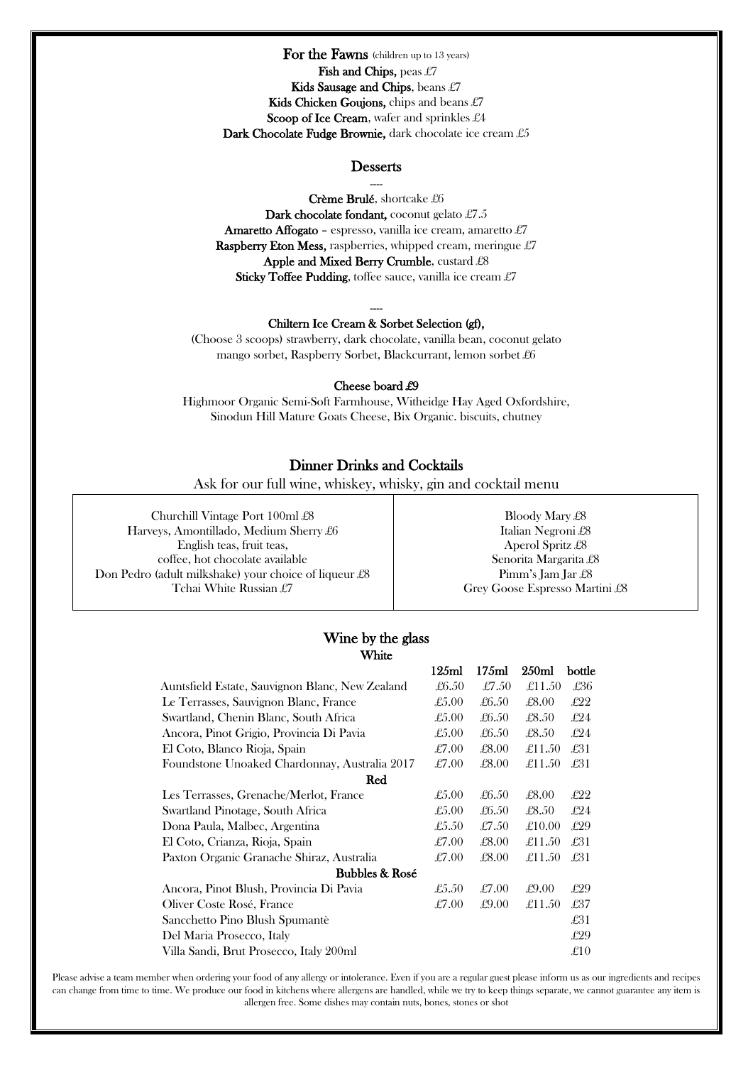## For the Fawns (children up to 13 years)

**Fish and Chips,** peas £7
**Kids Sausage and Chips**, beans £7
**Kids Chicken Goujons,** chips and beans £7
**Scoop of Ice Cream**, wafer and sprinkles £4
**Dark Chocolate Fudge Brownie,** dark chocolate ice cream £5

## Desserts

----

**Crème Brulé**, shortcake £6
**Dark chocolate fondant,** coconut gelato £7.5
**Amaretto Affogato** – espresso, vanilla ice cream, amaretto £7
**Raspberry Eton Mess,** raspberries, whipped cream, meringue £7
**Apple and Mixed Berry Crumble**, custard £8
**Sticky Toffee Pudding**, toffee sauce, vanilla ice cream £7

----

**Chiltern Ice Cream & Sorbet Selection (gf),**
(Choose 3 scoops) strawberry, dark chocolate, vanilla bean, coconut gelato mango sorbet, Raspberry Sorbet, Blackcurrant, lemon sorbet £6

**Cheese board £9**
Highmoor Organic Semi-Soft Farmhouse, Witheidge Hay Aged Oxfordshire, Sinodun Hill Mature Goats Cheese, Bix Organic. biscuits, chutney

## Dinner Drinks and Cocktails

Ask for our full wine, whiskey, whisky, gin and cocktail menu

Churchill Vintage Port 100ml £8
Harveys, Amontillado, Medium Sherry £6
English teas, fruit teas,
coffee, hot chocolate available
Don Pedro (adult milkshake) your choice of liqueur £8
Tchai White Russian £7

Bloody Mary £8
Italian Negroni £8
Aperol Spritz £8
Senorita Margarita £8
Pimm's Jam Jar £8
Grey Goose Espresso Martini £8

## Wine by the glass

| White | 125ml | 175ml | 250ml | bottle |
|---|---|---|---|---|
| Auntsfield Estate, Sauvignon Blanc, New Zealand | £6.50 | £7.50 | £11.50 | £36 |
| Le Terrasses, Sauvignon Blanc, France | £5.00 | £6.50 | £8.00 | £22 |
| Swartland, Chenin Blanc, South Africa | £5.00 | £6.50 | £8.50 | £24 |
| Ancora, Pinot Grigio, Provincia Di Pavia | £5.00 | £6.50 | £8.50 | £24 |
| El Coto, Blanco Rioja, Spain | £7.00 | £8.00 | £11.50 | £31 |
| Foundstone Unoaked Chardonnay, Australia 2017 | £7.00 | £8.00 | £11.50 | £31 |
| **Red** | | | | |
| Les Terrasses, Grenache/Merlot, France | £5.00 | £6.50 | £8.00 | £22 |
| Swartland Pinotage, South Africa | £5.00 | £6.50 | £8.50 | £24 |
| Dona Paula, Malbec, Argentina | £5.50 | £7.50 | £10.00 | £29 |
| El Coto, Crianza, Rioja, Spain | £7.00 | £8.00 | £11.50 | £31 |
| Paxton Organic Granache Shiraz, Australia | £7.00 | £8.00 | £11.50 | £31 |
| **Bubbles & Rosé** | | | | |
| Ancora, Pinot Blush, Provincia Di Pavia | £5.50 | £7.00 | £9.00 | £29 |
| Oliver Coste Rosé, France | £7.00 | £9.00 | £11.50 | £37 |
| Sancchetto Pino Blush Spumantè | | | | £31 |
| Del Maria Prosecco, Italy | | | | £29 |
| Villa Sandi, Brut Prosecco, Italy 200ml | | | | £10 |

Please advise a team member when ordering your food of any allergy or intolerance. Even if you are a regular guest please inform us as our ingredients and recipes can change from time to time. We produce our food in kitchens where allergens are handled, while we try to keep things separate, we cannot guarantee any item is allergen free. Some dishes may contain nuts, bones, stones or shot